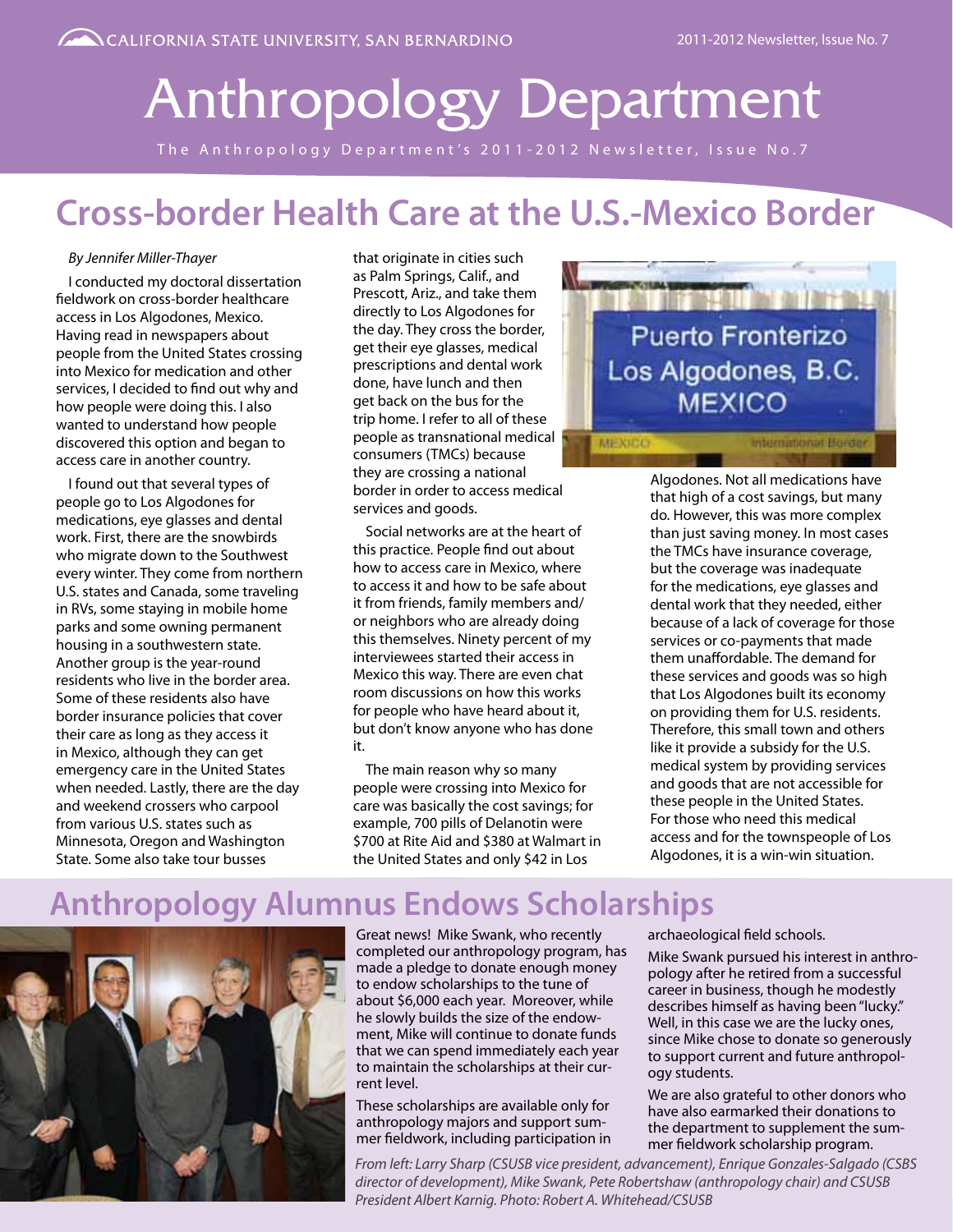# Anthropology Department

The Anthropology Department's 2011-2012 Newsletter, Issue No.7

## Cross-border Health Care at the U.S.-Mexico Border

*By Jennifer Miller-Thayer*

I conducted my doctoral dissertation fieldwork on cross-border healthcare access in Los Algodones, Mexico. Having read in newspapers about people from the United States crossing into Mexico for medication and other services, I decided to find out why and how people were doing this. I also wanted to understand how people discovered this option and began to access care in another country.

I found out that several types of people go to Los Algodones for medications, eye glasses and dental work. First, there are the snowbirds who migrate down to the Southwest every winter. They come from northern U.S. states and Canada, some traveling in RVs, some staying in mobile home parks and some owning permanent housing in a southwestern state. Another group is the year-round residents who live in the border area. Some of these residents also have border insurance policies that cover their care as long as they access it in Mexico, although they can get emergency care in the United States when needed. Lastly, there are the day and weekend crossers who carpool from various U.S. states such as Minnesota, Oregon and Washington State. Some also take tour busses that originate in cities such as Palm Springs, Calif., and Prescott, Ariz., and take them directly to Los Algodones for the day. They cross the border, get their eye glasses, medical prescriptions and dental work done, have lunch and then get back on the bus for the trip home. I refer to all of these people as transnational medical consumers (TMCs) because they are crossing a national border in order to access medical services and goods.

Social networks are at the heart of this practice. People find out about how to access care in Mexico, where to access it and how to be safe about it from friends, family members and/or neighbors who are already doing this themselves. Ninety percent of my interviewees started their access in Mexico this way. There are even chat room discussions on how this works for people who have heard about it, but don't know anyone who has done it.

The main reason why so many people were crossing into Mexico for care was basically the cost savings; for example, 700 pills of Delanotin were $700 at Rite Aid and $380 at Walmart in the United States and only $42 in Los Algodones. Not all medications have that high of a cost savings, but many do. However, this was more complex than just saving money. In most cases the TMCs have insurance coverage, but the coverage was inadequate for the medications, eye glasses and dental work that they needed, either because of a lack of coverage for those services or co-payments that made them unaffordable. The demand for these services and goods was so high that Los Algodones built its economy on providing them for U.S. residents. Therefore, this small town and others like it provide a subsidy for the U.S. medical system by providing services and goods that are not accessible for these people in the United States. For those who need this medical access and for the townspeople of Los Algodones, it is a win-win situation.

## Anthropology Alumnus Endows Scholarships

Great news! Mike Swank, who recently completed our anthropology program, has made a pledge to donate enough money to endow scholarships to the tune of about $6,000 each year. Moreover, while he slowly builds the size of the endowment, Mike will continue to donate funds that we can spend immediately each year to maintain the scholarships at their current level.

These scholarships are available only for anthropology majors and support summer fieldwork, including participation in archaeological field schools.

Mike Swank pursued his interest in anthropology after he retired from a successful career in business, though he modestly describes himself as having been "lucky." Well, in this case we are the lucky ones, since Mike chose to donate so generously to support current and future anthropology students.

We are also grateful to other donors who have also earmarked their donations to the department to supplement the summer fieldwork scholarship program.

*From left: Larry Sharp (CSUSB vice president, advancement), Enrique Gonzales-Salgado (CSBS director of development), Mike Swank, Pete Robertshaw (anthropology chair) and CSUSB President Albert Karnig. Photo: Robert A. Whitehead/CSUSB*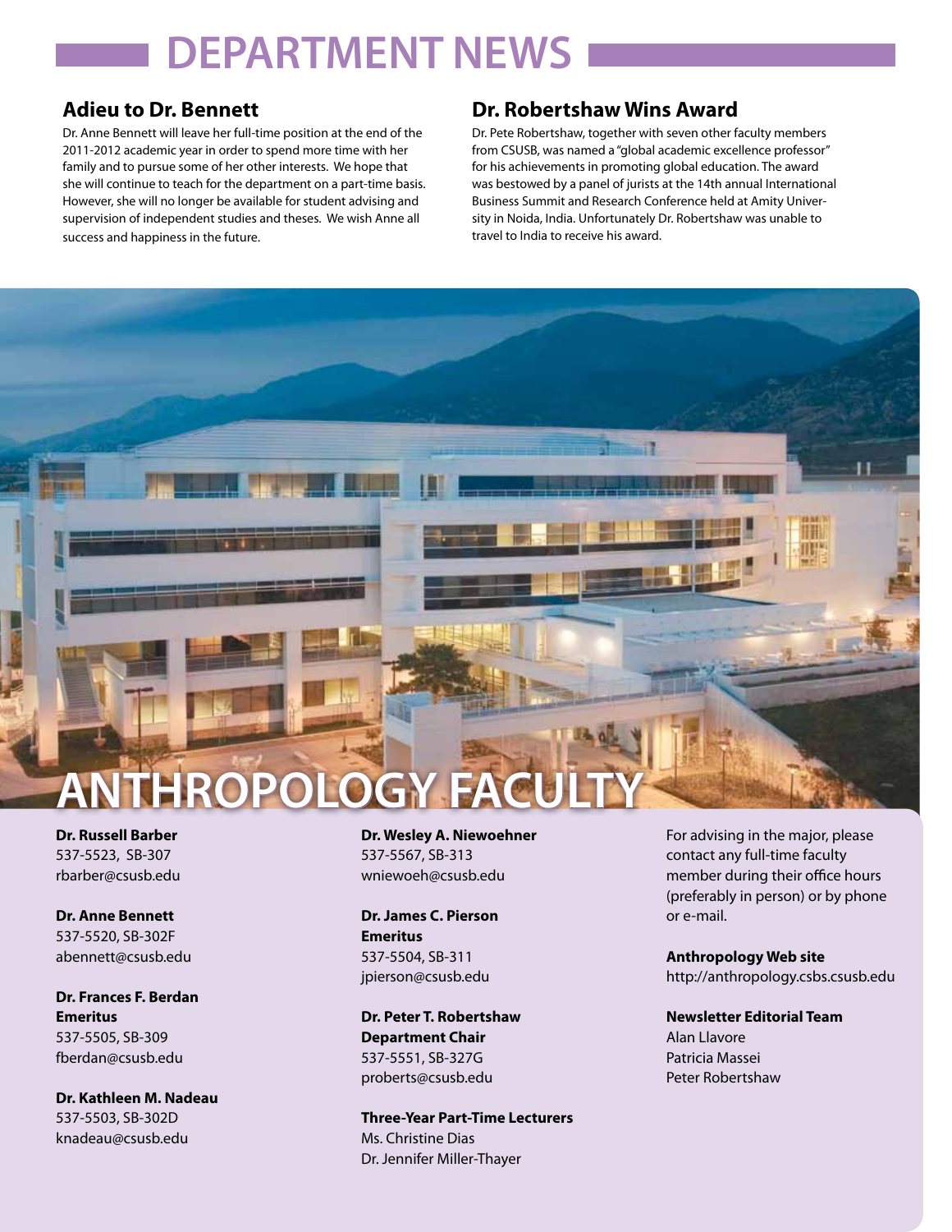# DEPARTMENT NEWS

## Adieu to Dr. Bennett

Dr. Anne Bennett will leave her full-time position at the end of the 2011-2012 academic year in order to spend more time with her family and to pursue some of her other interests. We hope that she will continue to teach for the department on a part-time basis. However, she will no longer be available for student advising and supervision of independent studies and theses. We wish Anne all success and happiness in the future.

## Dr. Robertshaw Wins Award

Dr. Pete Robertshaw, together with seven other faculty members from CSUSB, was named a "global academic excellence professor" for his achievements in promoting global education. The award was bestowed by a panel of jurists at the 14th annual International Business Summit and Research Conference held at Amity University in Noida, India. Unfortunately Dr. Robertshaw was unable to travel to India to receive his award.

# ANTHROPOLOGY FACULTY

**Dr. Russell Barber**
537-5523, SB-307
rbarber@csusb.edu

**Dr. Anne Bennett**
537-5520, SB-302F
abennett@csusb.edu

**Dr. Frances F. Berdan**
**Emeritus**
537-5505, SB-309
fberdan@csusb.edu

**Dr. Kathleen M. Nadeau**
537-5503, SB-302D
knadeau@csusb.edu

**Dr. Wesley A. Niewoehner**
537-5567, SB-313
wniewoeh@csusb.edu

**Dr. James C. Pierson**
**Emeritus**
537-5504, SB-311
jpierson@csusb.edu

**Dr. Peter T. Robertshaw**
**Department Chair**
537-5551, SB-327G
proberts@csusb.edu

**Three-Year Part-Time Lecturers**
Ms. Christine Dias
Dr. Jennifer Miller-Thayer

For advising in the major, please contact any full-time faculty member during their office hours (preferably in person) or by phone or e-mail.

**Anthropology Web site**
http://anthropology.csbs.csusb.edu

**Newsletter Editorial Team**
Alan Llavore
Patricia Massei
Peter Robertshaw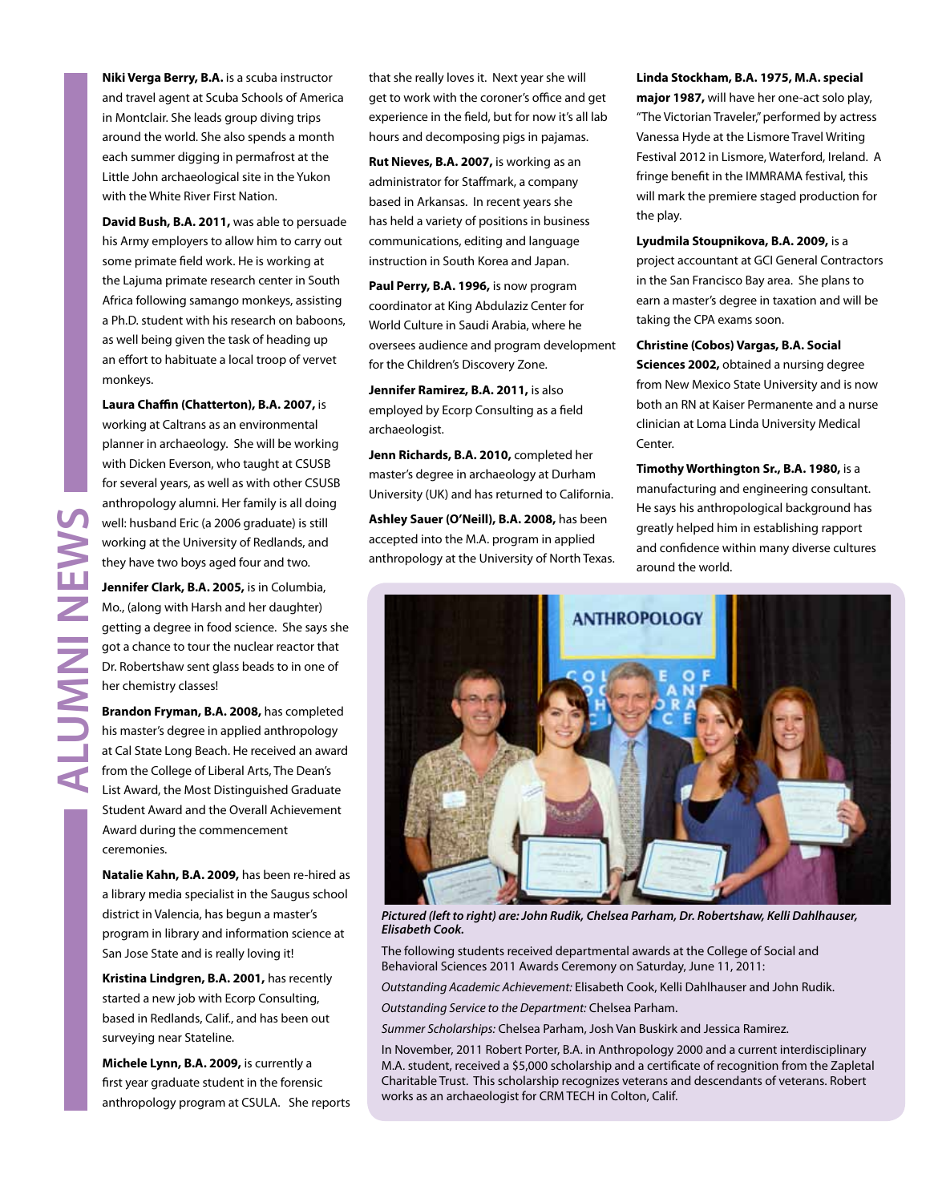# ALUMNI NEWS

**Niki Verga Berry, B.A.** is a scuba instructor and travel agent at Scuba Schools of America in Montclair. She leads group diving trips around the world. She also spends a month each summer digging in permafrost at the Little John archaeological site in the Yukon with the White River First Nation.

**David Bush, B.A. 2011,** was able to persuade his Army employers to allow him to carry out some primate field work. He is working at the Lajuma primate research center in South Africa following samango monkeys, assisting a Ph.D. student with his research on baboons, as well being given the task of heading up an effort to habituate a local troop of vervet monkeys.

**Laura Chaffin (Chatterton), B.A. 2007,** is working at Caltrans as an environmental planner in archaeology. She will be working with Dicken Everson, who taught at CSUSB for several years, as well as with other CSUSB anthropology alumni. Her family is all doing well: husband Eric (a 2006 graduate) is still working at the University of Redlands, and they have two boys aged four and two.

**Jennifer Clark, B.A. 2005,** is in Columbia, Mo., (along with Harsh and her daughter) getting a degree in food science. She says she got a chance to tour the nuclear reactor that Dr. Robertshaw sent glass beads to in one of her chemistry classes!

**Brandon Fryman, B.A. 2008,** has completed his master's degree in applied anthropology at Cal State Long Beach. He received an award from the College of Liberal Arts, The Dean's List Award, the Most Distinguished Graduate Student Award and the Overall Achievement Award during the commencement ceremonies.

**Natalie Kahn, B.A. 2009,** has been re-hired as a library media specialist in the Saugus school district in Valencia, has begun a master's program in library and information science at San Jose State and is really loving it!

**Kristina Lindgren, B.A. 2001,** has recently started a new job with Ecorp Consulting, based in Redlands, Calif., and has been out surveying near Stateline.

**Michele Lynn, B.A. 2009,** is currently a first year graduate student in the forensic anthropology program at CSULA. She reports that she really loves it. Next year she will get to work with the coroner's office and get experience in the field, but for now it's all lab hours and decomposing pigs in pajamas.

**Rut Nieves, B.A. 2007,** is working as an administrator for Staffmark, a company based in Arkansas. In recent years she has held a variety of positions in business communications, editing and language instruction in South Korea and Japan.

**Paul Perry, B.A. 1996,** is now program coordinator at King Abdulaziz Center for World Culture in Saudi Arabia, where he oversees audience and program development for the Children's Discovery Zone.

**Jennifer Ramirez, B.A. 2011,** is also employed by Ecorp Consulting as a field archaeologist.

**Jenn Richards, B.A. 2010,** completed her master's degree in archaeology at Durham University (UK) and has returned to California.

**Ashley Sauer (O'Neill), B.A. 2008,** has been accepted into the M.A. program in applied anthropology at the University of North Texas.

**Linda Stockham, B.A. 1975, M.A. special major 1987,** will have her one-act solo play, "The Victorian Traveler," performed by actress Vanessa Hyde at the Lismore Travel Writing Festival 2012 in Lismore, Waterford, Ireland. A fringe benefit in the IMMRAMA festival, this will mark the premiere staged production for the play.

**Lyudmila Stoupnikova, B.A. 2009,** is a project accountant at GCI General Contractors in the San Francisco Bay area. She plans to earn a master's degree in taxation and will be taking the CPA exams soon.

**Christine (Cobos) Vargas, B.A. Social Sciences 2002,** obtained a nursing degree from New Mexico State University and is now both an RN at Kaiser Permanente and a nurse clinician at Loma Linda University Medical Center.

**Timothy Worthington Sr., B.A. 1980,** is a manufacturing and engineering consultant. He says his anthropological background has greatly helped him in establishing rapport and confidence within many diverse cultures around the world.

***Pictured (left to right) are: John Rudik, Chelsea Parham, Dr. Robertshaw, Kelli Dahlhauser, Elisabeth Cook.***

The following students received departmental awards at the College of Social and Behavioral Sciences 2011 Awards Ceremony on Saturday, June 11, 2011:

*Outstanding Academic Achievement:* Elisabeth Cook, Kelli Dahlhauser and John Rudik.

*Outstanding Service to the Department:* Chelsea Parham.

*Summer Scholarships:* Chelsea Parham, Josh Van Buskirk and Jessica Ramirez.

In November, 2011 Robert Porter, B.A. in Anthropology 2000 and a current interdisciplinary M.A. student, received a $5,000 scholarship and a certificate of recognition from the Zapletal Charitable Trust. This scholarship recognizes veterans and descendants of veterans. Robert works as an archaeologist for CRM TECH in Colton, Calif.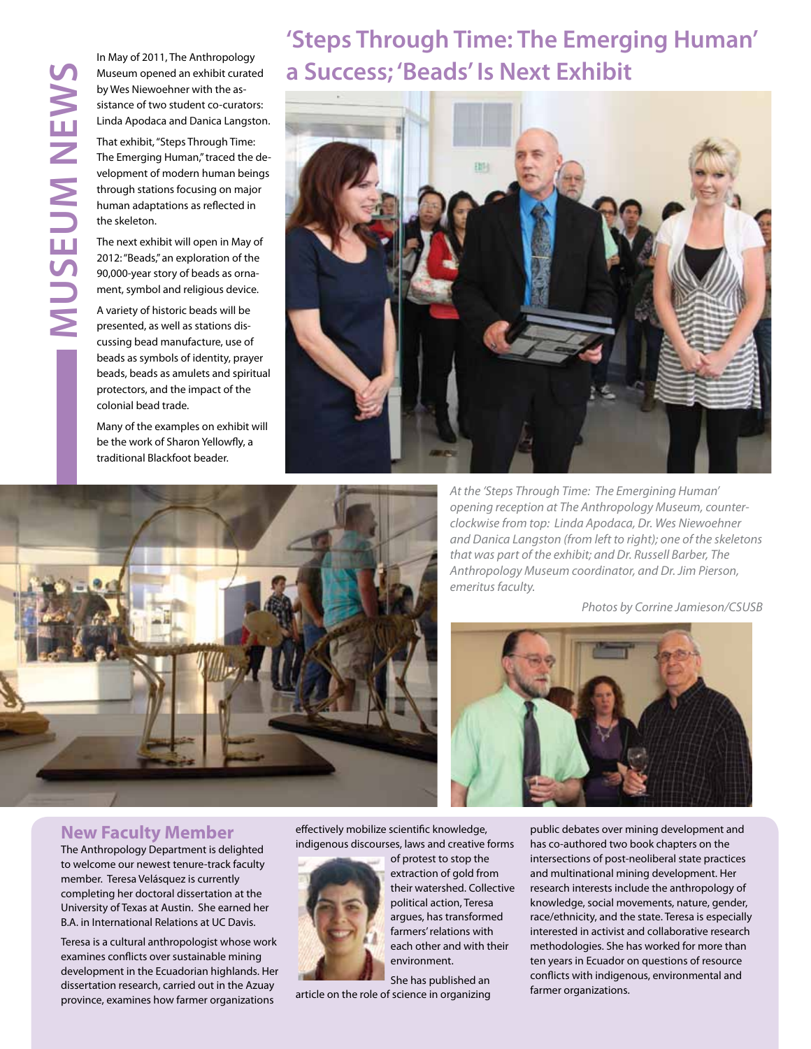# MUSEUM NEWS

## 'Steps Through Time: The Emerging Human' a Success; 'Beads' Is Next Exhibit

In May of 2011, The Anthropology Museum opened an exhibit curated by Wes Niewoehner with the assistance of two student co-curators: Linda Apodaca and Danica Langston.

That exhibit, "Steps Through Time: The Emerging Human," traced the development of modern human beings through stations focusing on major human adaptations as reflected in the skeleton.

The next exhibit will open in May of 2012: "Beads," an exploration of the 90,000-year story of beads as ornament, symbol and religious device.

A variety of historic beads will be presented, as well as stations discussing bead manufacture, use of beads as symbols of identity, prayer beads, beads as amulets and spiritual protectors, and the impact of the colonial bead trade.

Many of the examples on exhibit will be the work of Sharon Yellowfly, a traditional Blackfoot beader.

*At the 'Steps Through Time: The Emergining Human' opening reception at The Anthropology Museum, counter-clockwise from top: Linda Apodaca, Dr. Wes Niewoehner and Danica Langston (from left to right); one of the skeletons that was part of the exhibit; and Dr. Russell Barber, The Anthropology Museum coordinator, and Dr. Jim Pierson, emeritus faculty.*

*Photos by Corrine Jamieson/CSUSB*

## New Faculty Member

The Anthropology Department is delighted to welcome our newest tenure-track faculty member. Teresa Velásquez is currently completing her doctoral dissertation at the University of Texas at Austin. She earned her B.A. in International Relations at UC Davis.

Teresa is a cultural anthropologist whose work examines conflicts over sustainable mining development in the Ecuadorian highlands. Her dissertation research, carried out in the Azuay province, examines how farmer organizations effectively mobilize scientific knowledge, indigenous discourses, laws and creative forms of protest to stop the extraction of gold from their watershed. Collective political action, Teresa argues, has transformed farmers' relations with each other and with their environment.

She has published an article on the role of science in organizing public debates over mining development and has co-authored two book chapters on the intersections of post-neoliberal state practices and multinational mining development. Her research interests include the anthropology of knowledge, social movements, nature, gender, race/ethnicity, and the state. Teresa is especially interested in activist and collaborative research methodologies. She has worked for more than ten years in Ecuador on questions of resource conflicts with indigenous, environmental and farmer organizations.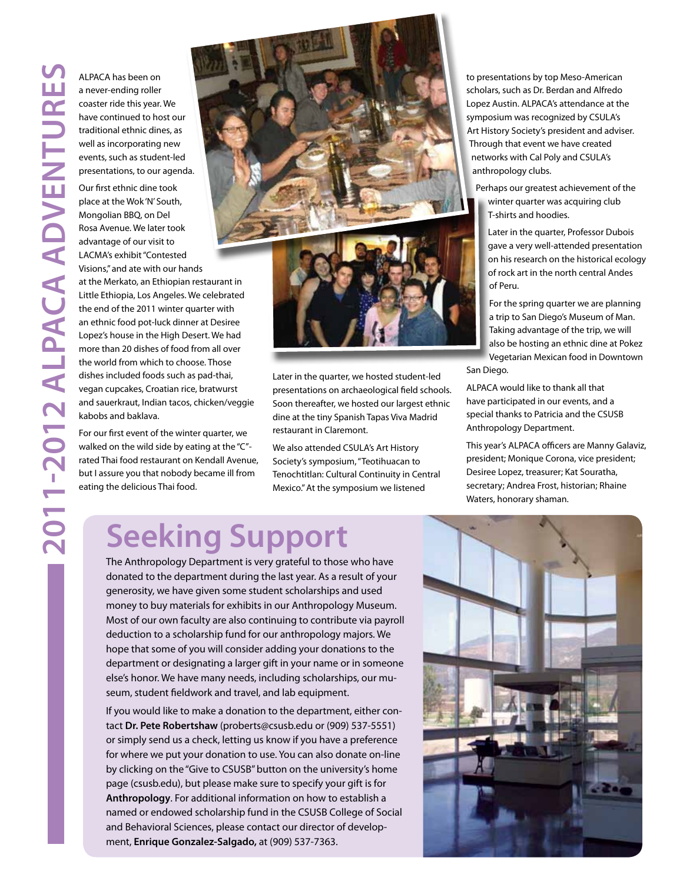# 2011-2012 ALPACA ADVENTURES

ALPACA has been on a never-ending roller coaster ride this year. We have continued to host our traditional ethnic dines, as well as incorporating new events, such as student-led presentations, to our agenda.

Our first ethnic dine took place at the Wok 'N' South, Mongolian BBQ, on Del Rosa Avenue. We later took advantage of our visit to LACMA's exhibit "Contested Visions," and ate with our hands at the Merkato, an Ethiopian restaurant in Little Ethiopia, Los Angeles. We celebrated the end of the 2011 winter quarter with an ethnic food pot-luck dinner at Desiree Lopez's house in the High Desert. We had more than 20 dishes of food from all over the world from which to choose. Those dishes included foods such as pad-thai, vegan cupcakes, Croatian rice, bratwurst and sauerkraut, Indian tacos, chicken/veggie kabobs and baklava.

For our first event of the winter quarter, we walked on the wild side by eating at the "C"-rated Thai food restaurant on Kendall Avenue, but I assure you that nobody became ill from eating the delicious Thai food.

Later in the quarter, we hosted student-led presentations on archaeological field schools. Soon thereafter, we hosted our largest ethnic dine at the tiny Spanish Tapas Viva Madrid restaurant in Claremont.

We also attended CSULA's Art History Society's symposium, "Teotihuacan to Tenochtitlan: Cultural Continuity in Central Mexico." At the symposium we listened to presentations by top Meso-American scholars, such as Dr. Berdan and Alfredo Lopez Austin. ALPACA's attendance at the symposium was recognized by CSULA's Art History Society's president and adviser. Through that event we have created networks with Cal Poly and CSULA's anthropology clubs.

Perhaps our greatest achievement of the winter quarter was acquiring club T-shirts and hoodies.

Later in the quarter, Professor Dubois gave a very well-attended presentation on his research on the historical ecology of rock art in the north central Andes of Peru.

For the spring quarter we are planning a trip to San Diego's Museum of Man. Taking advantage of the trip, we will also be hosting an ethnic dine at Pokez Vegetarian Mexican food in Downtown San Diego.

ALPACA would like to thank all that have participated in our events, and a special thanks to Patricia and the CSUSB Anthropology Department.

This year's ALPACA officers are Manny Galaviz, president; Monique Corona, vice president; Desiree Lopez, treasurer; Kat Souratha, secretary; Andrea Frost, historian; Rhaine Waters, honorary shaman.

## Seeking Support

The Anthropology Department is very grateful to those who have donated to the department during the last year. As a result of your generosity, we have given some student scholarships and used money to buy materials for exhibits in our Anthropology Museum. Most of our own faculty are also continuing to contribute via payroll deduction to a scholarship fund for our anthropology majors. We hope that some of you will consider adding your donations to the department or designating a larger gift in your name or in someone else's honor. We have many needs, including scholarships, our museum, student fieldwork and travel, and lab equipment.

If you would like to make a donation to the department, either contact **Dr. Pete Robertshaw** (proberts@csusb.edu or (909) 537-5551) or simply send us a check, letting us know if you have a preference for where we put your donation to use. You can also donate on-line by clicking on the "Give to CSUSB" button on the university's home page (csusb.edu), but please make sure to specify your gift is for **Anthropology**. For additional information on how to establish a named or endowed scholarship fund in the CSUSB College of Social and Behavioral Sciences, please contact our director of development, **Enrique Gonzalez-Salgado,** at (909) 537-7363.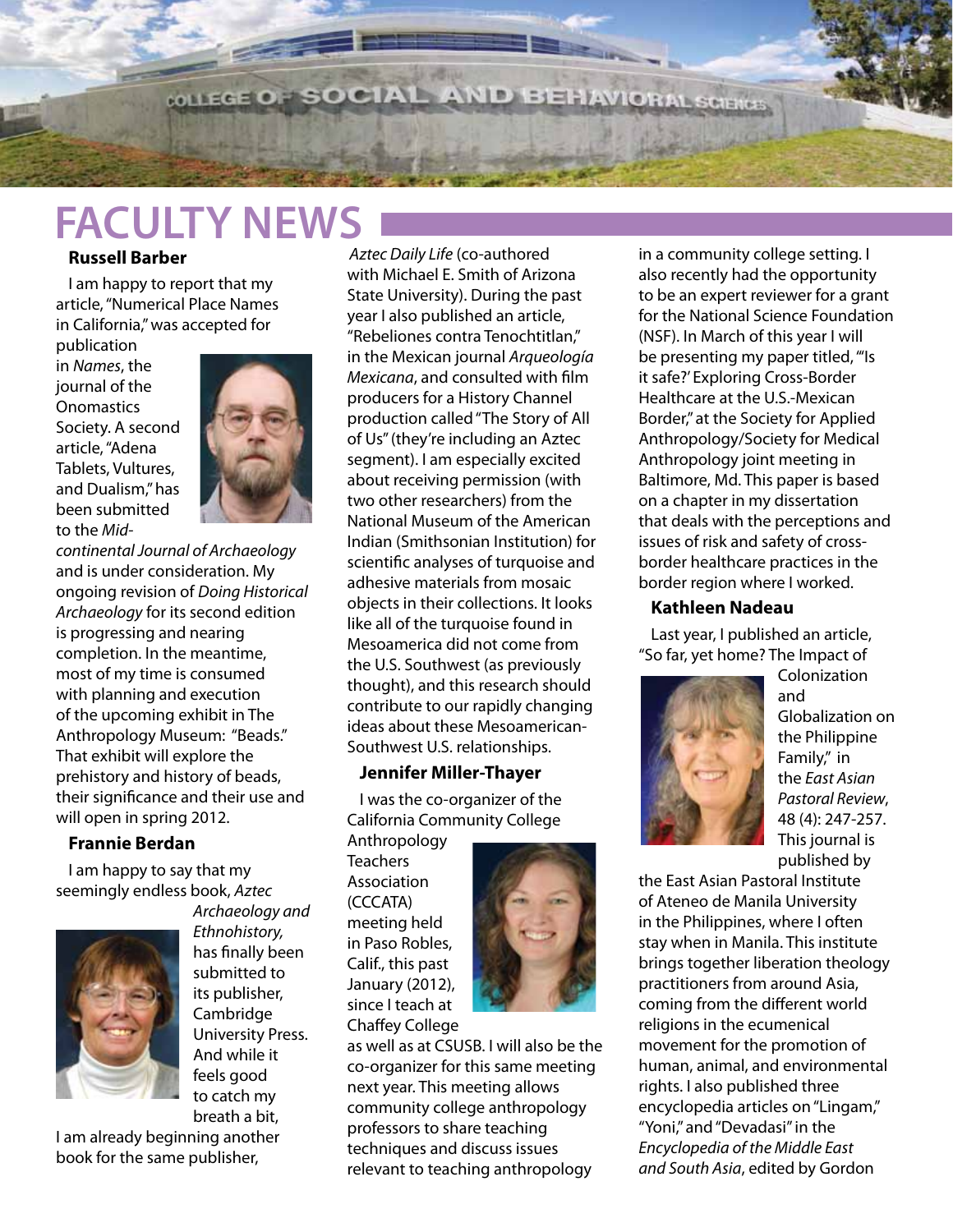# FACULTY NEWS

### Russell Barber

I am happy to report that my article, "Numerical Place Names in California," was accepted for publication in *Names*, the journal of the Onomastics Society. A second article, "Adena Tablets, Vultures, and Dualism," has been submitted to the *Mid-continental Journal of Archaeology* and is under consideration. My ongoing revision of *Doing Historical Archaeology* for its second edition is progressing and nearing completion. In the meantime, most of my time is consumed with planning and execution of the upcoming exhibit in The Anthropology Museum: "Beads." That exhibit will explore the prehistory and history of beads, their significance and their use and will open in spring 2012.

### Frannie Berdan

I am happy to say that my seemingly endless book, *Aztec Archaeology and Ethnohistory,* has finally been submitted to its publisher, Cambridge University Press. And while it feels good to catch my breath a bit, I am already beginning another book for the same publisher, *Aztec Daily Life* (co-authored with Michael E. Smith of Arizona State University). During the past year I also published an article, "Rebeliones contra Tenochtitlan," in the Mexican journal *Arqueología Mexicana*, and consulted with film producers for a History Channel production called "The Story of All of Us" (they're including an Aztec segment). I am especially excited about receiving permission (with two other researchers) from the National Museum of the American Indian (Smithsonian Institution) for scientific analyses of turquoise and adhesive materials from mosaic objects in their collections. It looks like all of the turquoise found in Mesoamerica did not come from the U.S. Southwest (as previously thought), and this research should contribute to our rapidly changing ideas about these Mesoamerican-Southwest U.S. relationships.

### Jennifer Miller-Thayer

I was the co-organizer of the California Community College Anthropology Teachers Association (CCCATA) meeting held in Paso Robles, Calif., this past January (2012), since I teach at Chaffey College as well as at CSUSB. I will also be the co-organizer for this same meeting next year. This meeting allows community college anthropology professors to share teaching techniques and discuss issues relevant to teaching anthropology in a community college setting. I also recently had the opportunity to be an expert reviewer for a grant for the National Science Foundation (NSF). In March of this year I will be presenting my paper titled, "'Is it safe?' Exploring Cross-Border Healthcare at the U.S.-Mexican Border," at the Society for Applied Anthropology/Society for Medical Anthropology joint meeting in Baltimore, Md. This paper is based on a chapter in my dissertation that deals with the perceptions and issues of risk and safety of cross-border healthcare practices in the border region where I worked.

### Kathleen Nadeau

Last year, I published an article, "So far, yet home? The Impact of Colonization and Globalization on the Philippine Family," in the *East Asian Pastoral Review*, 48 (4): 247-257. This journal is published by the East Asian Pastoral Institute of Ateneo de Manila University in the Philippines, where I often stay when in Manila. This institute brings together liberation theology practitioners from around Asia, coming from the different world religions in the ecumenical movement for the promotion of human, animal, and environmental rights. I also published three encyclopedia articles on "Lingam," "Yoni," and "Devadasi" in the *Encyclopedia of the Middle East and South Asia*, edited by Gordon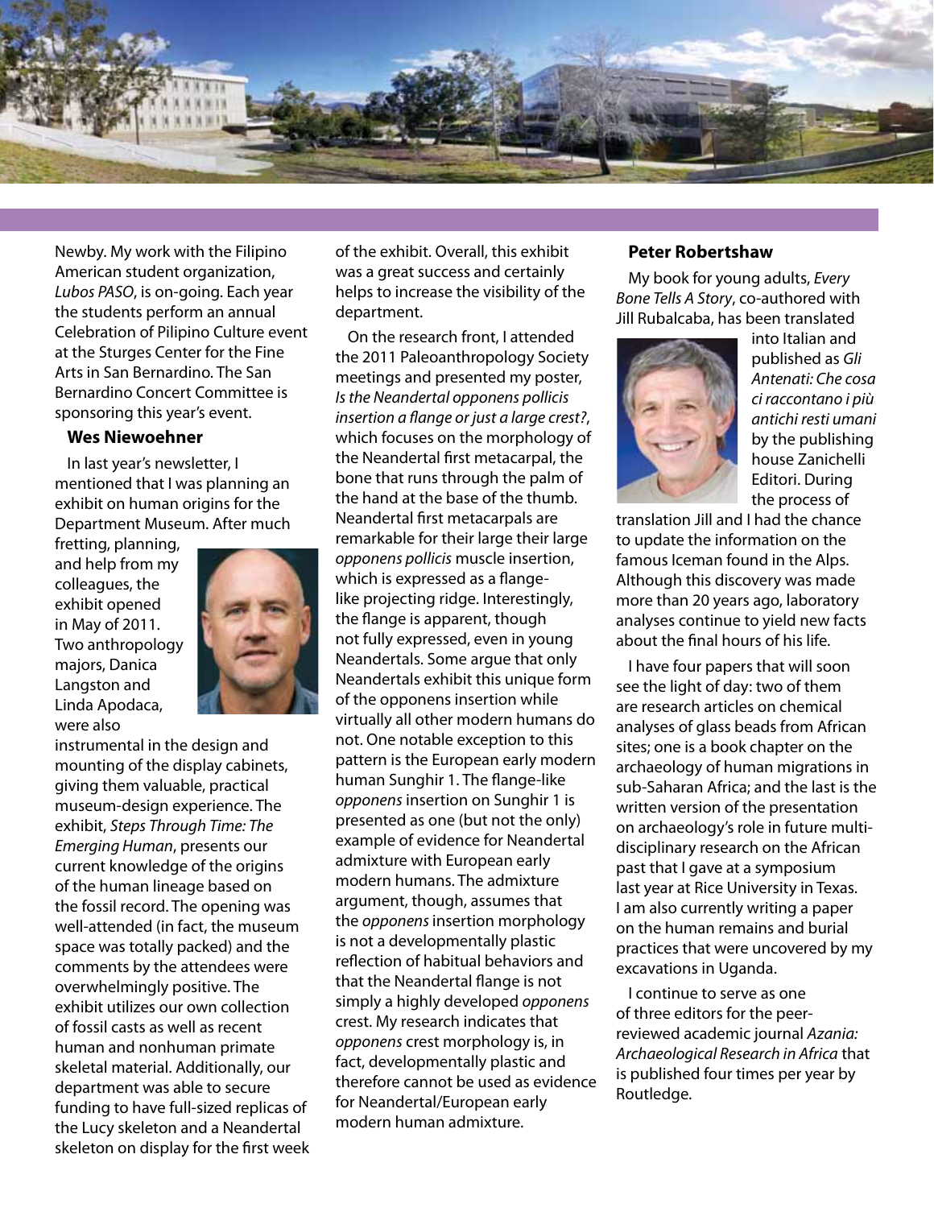Newby. My work with the Filipino American student organization, *Lubos PASO*, is on-going. Each year the students perform an annual Celebration of Pilipino Culture event at the Sturges Center for the Fine Arts in San Bernardino. The San Bernardino Concert Committee is sponsoring this year's event.

### Wes Niewoehner

In last year's newsletter, I mentioned that I was planning an exhibit on human origins for the Department Museum. After much fretting, planning, and help from my colleagues, the exhibit opened in May of 2011. Two anthropology majors, Danica Langston and Linda Apodaca, were also instrumental in the design and mounting of the display cabinets, giving them valuable, practical museum-design experience. The exhibit, *Steps Through Time: The Emerging Human*, presents our current knowledge of the origins of the human lineage based on the fossil record. The opening was well-attended (in fact, the museum space was totally packed) and the comments by the attendees were overwhelmingly positive. The exhibit utilizes our own collection of fossil casts as well as recent human and nonhuman primate skeletal material. Additionally, our department was able to secure funding to have full-sized replicas of the Lucy skeleton and a Neandertal skeleton on display for the first week of the exhibit. Overall, this exhibit was a great success and certainly helps to increase the visibility of the department.

On the research front, I attended the 2011 Paleoanthropology Society meetings and presented my poster, *Is the Neandertal opponens pollicis insertion a flange or just a large crest?*, which focuses on the morphology of the Neandertal first metacarpal, the bone that runs through the palm of the hand at the base of the thumb. Neandertal first metacarpals are remarkable for their large their large *opponens pollicis* muscle insertion, which is expressed as a flange-like projecting ridge. Interestingly, the flange is apparent, though not fully expressed, even in young Neandertals. Some argue that only Neandertals exhibit this unique form of the opponens insertion while virtually all other modern humans do not. One notable exception to this pattern is the European early modern human Sunghir 1. The flange-like *opponens* insertion on Sunghir 1 is presented as one (but not the only) example of evidence for Neandertal admixture with European early modern humans. The admixture argument, though, assumes that the *opponens* insertion morphology is not a developmentally plastic reflection of habitual behaviors and that the Neandertal flange is not simply a highly developed *opponens* crest. My research indicates that *opponens* crest morphology is, in fact, developmentally plastic and therefore cannot be used as evidence for Neandertal/European early modern human admixture.

### Peter Robertshaw

My book for young adults, *Every Bone Tells A Story*, co-authored with Jill Rubalcaba, has been translated into Italian and published as *Gli Antenati: Che cosa ci raccontano i più antichi resti umani* by the publishing house Zanichelli Editori. During the process of translation Jill and I had the chance to update the information on the famous Iceman found in the Alps. Although this discovery was made more than 20 years ago, laboratory analyses continue to yield new facts about the final hours of his life.

I have four papers that will soon see the light of day: two of them are research articles on chemical analyses of glass beads from African sites; one is a book chapter on the archaeology of human migrations in sub-Saharan Africa; and the last is the written version of the presentation on archaeology's role in future multi-disciplinary research on the African past that I gave at a symposium last year at Rice University in Texas. I am also currently writing a paper on the human remains and burial practices that were uncovered by my excavations in Uganda.

I continue to serve as one of three editors for the peer-reviewed academic journal *Azania: Archaeological Research in Africa* that is published four times per year by Routledge.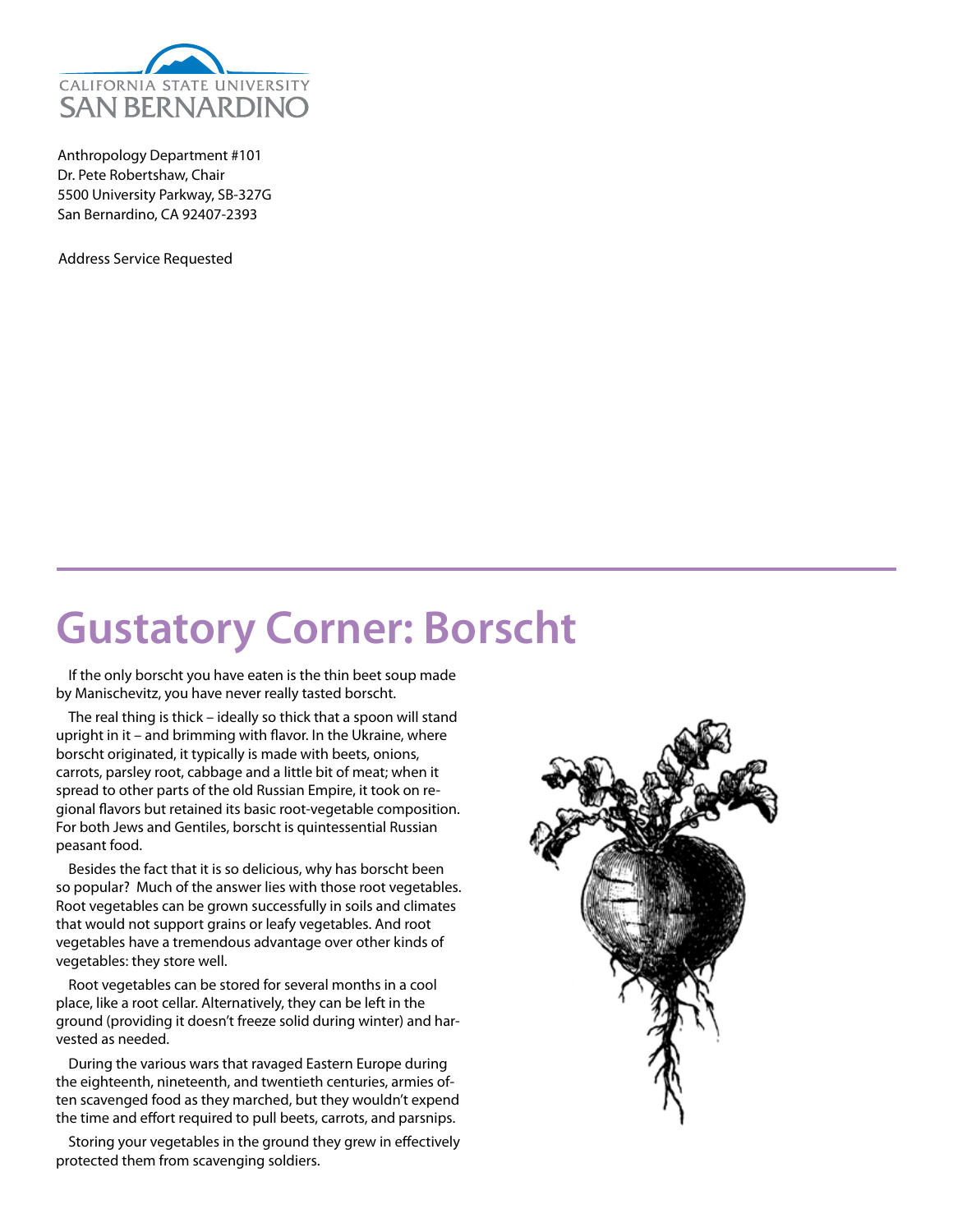CALIFORNIA STATE UNIVERSITY
SAN BERNARDINO

Anthropology Department #101
Dr. Pete Robertshaw, Chair
5500 University Parkway, SB-327G
San Bernardino, CA 92407-2393

Address Service Requested

# Gustatory Corner: Borscht

If the only borscht you have eaten is the thin beet soup made by Manischevitz, you have never really tasted borscht.

The real thing is thick – ideally so thick that a spoon will stand upright in it – and brimming with flavor. In the Ukraine, where borscht originated, it typically is made with beets, onions, carrots, parsley root, cabbage and a little bit of meat; when it spread to other parts of the old Russian Empire, it took on regional flavors but retained its basic root-vegetable composition. For both Jews and Gentiles, borscht is quintessential Russian peasant food.

Besides the fact that it is so delicious, why has borscht been so popular? Much of the answer lies with those root vegetables. Root vegetables can be grown successfully in soils and climates that would not support grains or leafy vegetables. And root vegetables have a tremendous advantage over other kinds of vegetables: they store well.

Root vegetables can be stored for several months in a cool place, like a root cellar. Alternatively, they can be left in the ground (providing it doesn't freeze solid during winter) and harvested as needed.

During the various wars that ravaged Eastern Europe during the eighteenth, nineteenth, and twentieth centuries, armies often scavenged food as they marched, but they wouldn't expend the time and effort required to pull beets, carrots, and parsnips.

Storing your vegetables in the ground they grew in effectively protected them from scavenging soldiers.